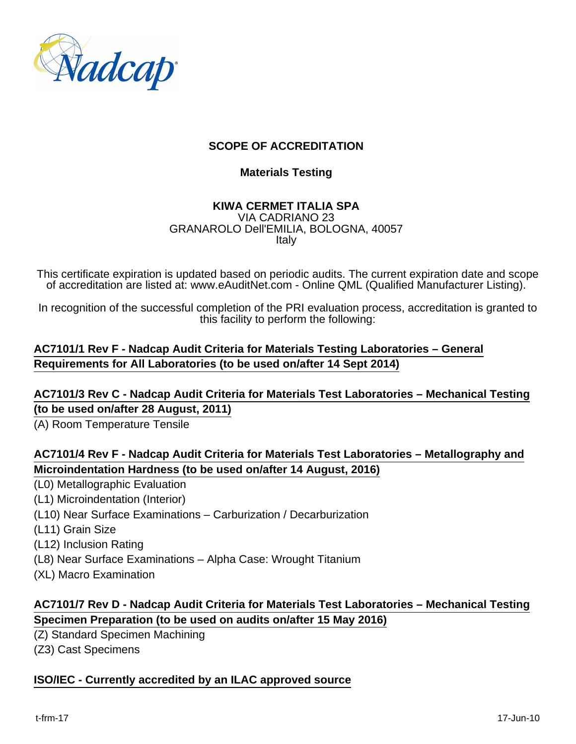# SCOPE OF ACCREDITATION

## Materials Testing

**KIWA CERMET ITALIA SPA**
VIA CADRIANO 23
GRANAROLO Dell'EMILIA, BOLOGNA, 40057
Italy

This certificate expiration is updated based on periodic audits. The current expiration date and scope of accreditation are listed at: www.eAuditNet.com - Online QML (Qualified Manufacturer Listing).

In recognition of the successful completion of the PRI evaluation process, accreditation is granted to this facility to perform the following:

**AC7101/1 Rev F - Nadcap Audit Criteria for Materials Testing Laboratories – General Requirements for All Laboratories (to be used on/after 14 Sept 2014)**

**AC7101/3 Rev C - Nadcap Audit Criteria for Materials Test Laboratories – Mechanical Testing (to be used on/after 28 August, 2011)**

(A) Room Temperature Tensile

**AC7101/4 Rev F - Nadcap Audit Criteria for Materials Test Laboratories – Metallography and Microindentation Hardness (to be used on/after 14 August, 2016)**

(L0) Metallographic Evaluation
(L1) Microindentation (Interior)
(L10) Near Surface Examinations – Carburization / Decarburization
(L11) Grain Size
(L12) Inclusion Rating
(L8) Near Surface Examinations – Alpha Case: Wrought Titanium
(XL) Macro Examination

**AC7101/7 Rev D - Nadcap Audit Criteria for Materials Test Laboratories – Mechanical Testing Specimen Preparation (to be used on audits on/after 15 May 2016)**

(Z) Standard Specimen Machining
(Z3) Cast Specimens

**ISO/IEC - Currently accredited by an ILAC approved source**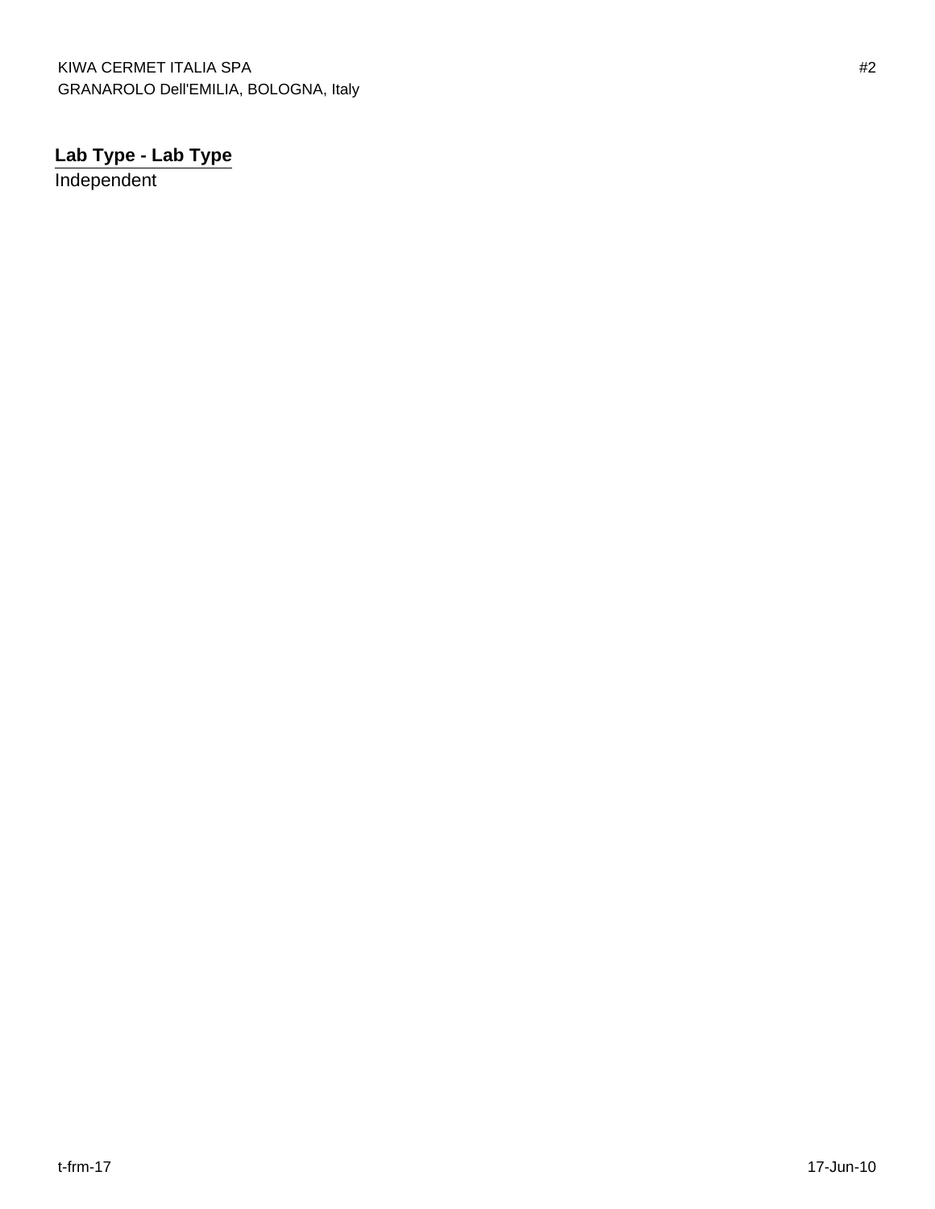KIWA CERMET ITALIA SPA
GRANAROLO Dell'EMILIA, BOLOGNA, Italy

**Lab Type - Lab Type**

Independent